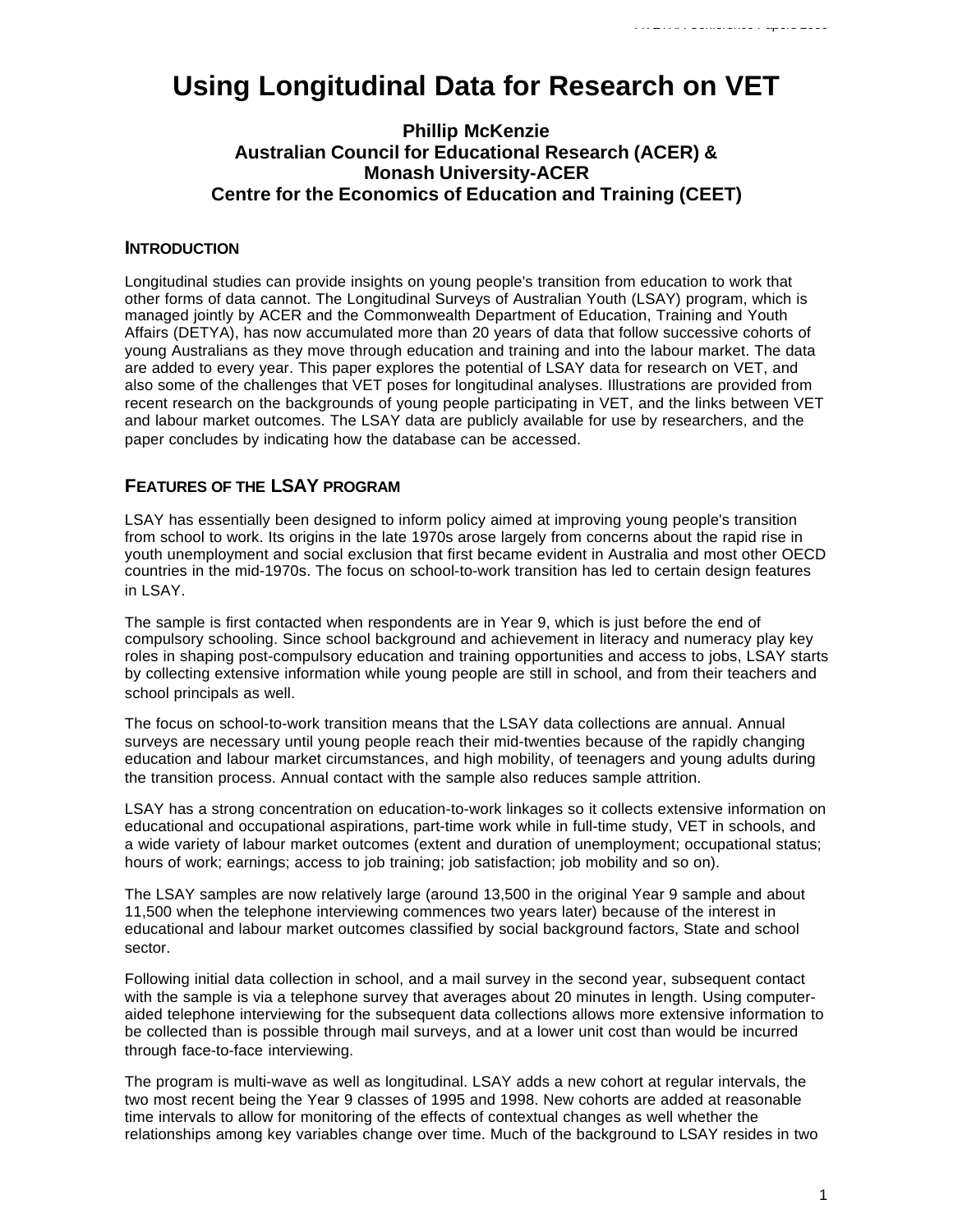# Using Longitudinal Data for Research on VET

**Phillip McKenzie**
**Australian Council for Educational Research (ACER) &**
**Monash University-ACER**
**Centre for the Economics of Education and Training (CEET)**

## INTRODUCTION

Longitudinal studies can provide insights on young people's transition from education to work that other forms of data cannot. The Longitudinal Surveys of Australian Youth (LSAY) program, which is managed jointly by ACER and the Commonwealth Department of Education, Training and Youth Affairs (DETYA), has now accumulated more than 20 years of data that follow successive cohorts of young Australians as they move through education and training and into the labour market. The data are added to every year. This paper explores the potential of LSAY data for research on VET, and also some of the challenges that VET poses for longitudinal analyses. Illustrations are provided from recent research on the backgrounds of young people participating in VET, and the links between VET and labour market outcomes. The LSAY data are publicly available for use by researchers, and the paper concludes by indicating how the database can be accessed.

## FEATURES OF THE LSAY PROGRAM

LSAY has essentially been designed to inform policy aimed at improving young people's transition from school to work. Its origins in the late 1970s arose largely from concerns about the rapid rise in youth unemployment and social exclusion that first became evident in Australia and most other OECD countries in the mid-1970s. The focus on school-to-work transition has led to certain design features in LSAY.

The sample is first contacted when respondents are in Year 9, which is just before the end of compulsory schooling. Since school background and achievement in literacy and numeracy play key roles in shaping post-compulsory education and training opportunities and access to jobs, LSAY starts by collecting extensive information while young people are still in school, and from their teachers and school principals as well.

The focus on school-to-work transition means that the LSAY data collections are annual. Annual surveys are necessary until young people reach their mid-twenties because of the rapidly changing education and labour market circumstances, and high mobility, of teenagers and young adults during the transition process. Annual contact with the sample also reduces sample attrition.

LSAY has a strong concentration on education-to-work linkages so it collects extensive information on educational and occupational aspirations, part-time work while in full-time study, VET in schools, and a wide variety of labour market outcomes (extent and duration of unemployment; occupational status; hours of work; earnings; access to job training; job satisfaction; job mobility and so on).

The LSAY samples are now relatively large (around 13,500 in the original Year 9 sample and about 11,500 when the telephone interviewing commences two years later) because of the interest in educational and labour market outcomes classified by social background factors, State and school sector.

Following initial data collection in school, and a mail survey in the second year, subsequent contact with the sample is via a telephone survey that averages about 20 minutes in length. Using computer-aided telephone interviewing for the subsequent data collections allows more extensive information to be collected than is possible through mail surveys, and at a lower unit cost than would be incurred through face-to-face interviewing.

The program is multi-wave as well as longitudinal. LSAY adds a new cohort at regular intervals, the two most recent being the Year 9 classes of 1995 and 1998. New cohorts are added at reasonable time intervals to allow for monitoring of the effects of contextual changes as well whether the relationships among key variables change over time. Much of the background to LSAY resides in two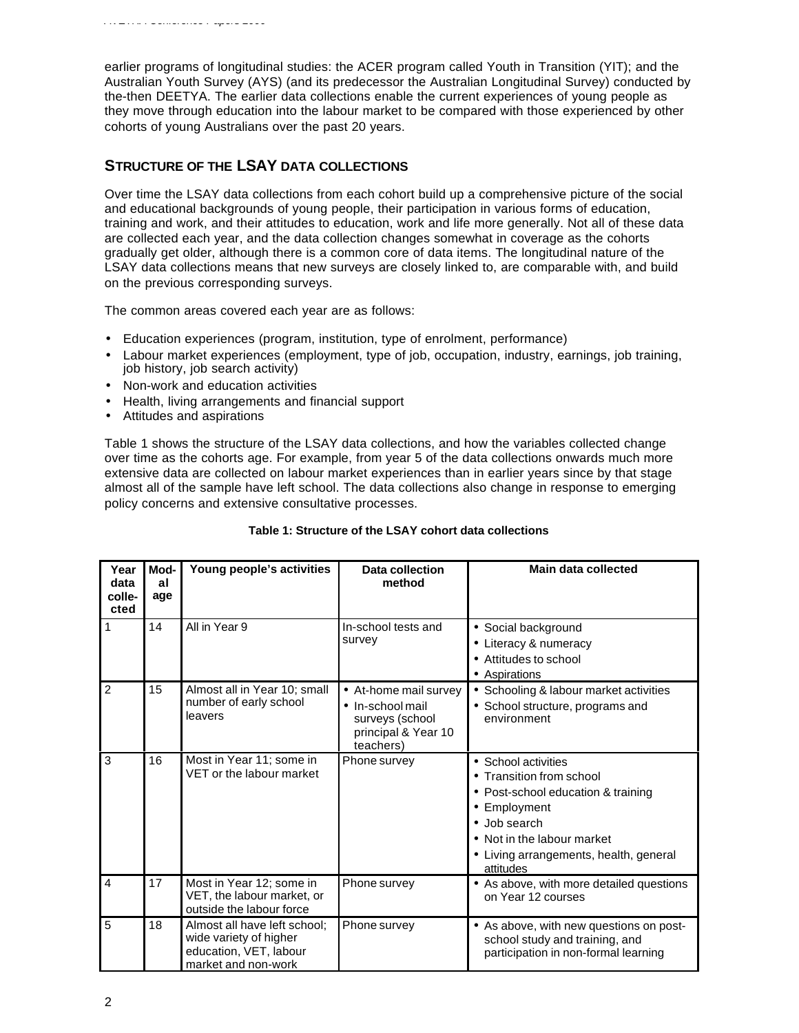earlier programs of longitudinal studies: the ACER program called Youth in Transition (YIT); and the Australian Youth Survey (AYS) (and its predecessor the Australian Longitudinal Survey) conducted by the-then DEETYA. The earlier data collections enable the current experiences of young people as they move through education into the labour market to be compared with those experienced by other cohorts of young Australians over the past 20 years.

## STRUCTURE OF THE LSAY DATA COLLECTIONS

Over time the LSAY data collections from each cohort build up a comprehensive picture of the social and educational backgrounds of young people, their participation in various forms of education, training and work, and their attitudes to education, work and life more generally. Not all of these data are collected each year, and the data collection changes somewhat in coverage as the cohorts gradually get older, although there is a common core of data items. The longitudinal nature of the LSAY data collections means that new surveys are closely linked to, are comparable with, and build on the previous corresponding surveys.

The common areas covered each year are as follows:

- Education experiences (program, institution, type of enrolment, performance)
- Labour market experiences (employment, type of job, occupation, industry, earnings, job training, job history, job search activity)
- Non-work and education activities
- Health, living arrangements and financial support
- Attitudes and aspirations

Table 1 shows the structure of the LSAY data collections, and how the variables collected change over time as the cohorts age. For example, from year 5 of the data collections onwards much more extensive data are collected on labour market experiences than in earlier years since by that stage almost all of the sample have left school. The data collections also change in response to emerging policy concerns and extensive consultative processes.

**Table 1: Structure of the LSAY cohort data collections**

| Year data collected | Modal age | Young people's activities | Data collection method | Main data collected |
|---|---|---|---|---|
| 1 | 14 | All in Year 9 | In-school tests and survey | • Social background<br>• Literacy & numeracy<br>• Attitudes to school<br>• Aspirations |
| 2 | 15 | Almost all in Year 10; small number of early school leavers | • At-home mail survey<br>• In-school mail surveys (school principal & Year 10 teachers) | • Schooling & labour market activities<br>• School structure, programs and environment |
| 3 | 16 | Most in Year 11; some in VET or the labour market | Phone survey | • School activities<br>• Transition from school<br>• Post-school education & training<br>• Employment<br>• Job search<br>• Not in the labour market<br>• Living arrangements, health, general attitudes |
| 4 | 17 | Most in Year 12; some in VET, the labour market, or outside the labour force | Phone survey | • As above, with more detailed questions on Year 12 courses |
| 5 | 18 | Almost all have left school; wide variety of higher education, VET, labour market and non-work | Phone survey | • As above, with new questions on post-school study and training, and participation in non-formal learning |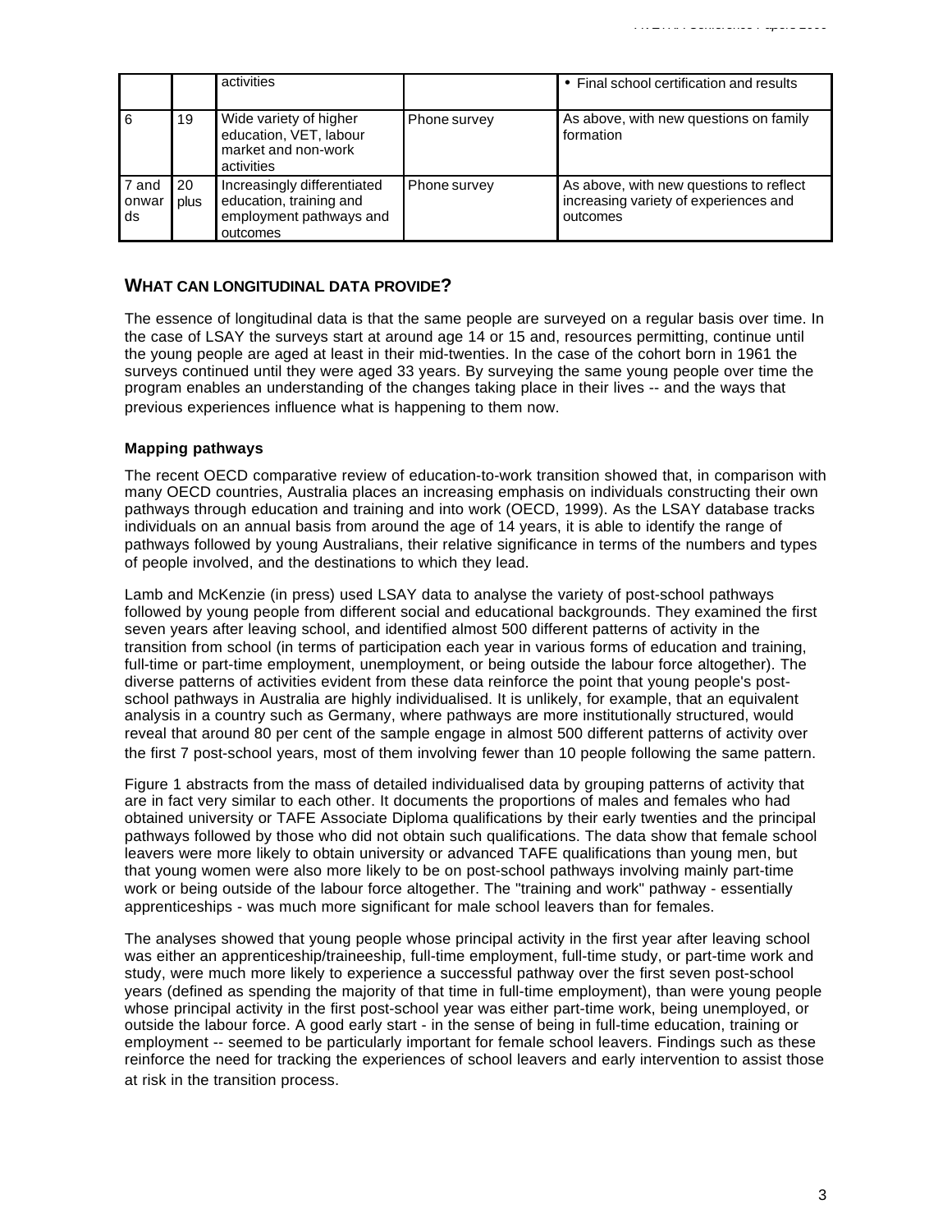| | | activities | | • Final school certification and results |
|---|---|---|---|---|
| 6 | 19 | Wide variety of higher education, VET, labour market and non-work activities | Phone survey | As above, with new questions on family formation |
| 7 and onwards | 20 plus | Increasingly differentiated education, training and employment pathways and outcomes | Phone survey | As above, with new questions to reflect increasing variety of experiences and outcomes |

## WHAT CAN LONGITUDINAL DATA PROVIDE?

The essence of longitudinal data is that the same people are surveyed on a regular basis over time. In the case of LSAY the surveys start at around age 14 or 15 and, resources permitting, continue until the young people are aged at least in their mid-twenties. In the case of the cohort born in 1961 the surveys continued until they were aged 33 years. By surveying the same young people over time the program enables an understanding of the changes taking place in their lives -- and the ways that previous experiences influence what is happening to them now.

### Mapping pathways

The recent OECD comparative review of education-to-work transition showed that, in comparison with many OECD countries, Australia places an increasing emphasis on individuals constructing their own pathways through education and training and into work (OECD, 1999). As the LSAY database tracks individuals on an annual basis from around the age of 14 years, it is able to identify the range of pathways followed by young Australians, their relative significance in terms of the numbers and types of people involved, and the destinations to which they lead.

Lamb and McKenzie (in press) used LSAY data to analyse the variety of post-school pathways followed by young people from different social and educational backgrounds. They examined the first seven years after leaving school, and identified almost 500 different patterns of activity in the transition from school (in terms of participation each year in various forms of education and training, full-time or part-time employment, unemployment, or being outside the labour force altogether). The diverse patterns of activities evident from these data reinforce the point that young people's post-school pathways in Australia are highly individualised. It is unlikely, for example, that an equivalent analysis in a country such as Germany, where pathways are more institutionally structured, would reveal that around 80 per cent of the sample engage in almost 500 different patterns of activity over the first 7 post-school years, most of them involving fewer than 10 people following the same pattern.

Figure 1 abstracts from the mass of detailed individualised data by grouping patterns of activity that are in fact very similar to each other. It documents the proportions of males and females who had obtained university or TAFE Associate Diploma qualifications by their early twenties and the principal pathways followed by those who did not obtain such qualifications. The data show that female school leavers were more likely to obtain university or advanced TAFE qualifications than young men, but that young women were also more likely to be on post-school pathways involving mainly part-time work or being outside of the labour force altogether. The "training and work" pathway - essentially apprenticeships - was much more significant for male school leavers than for females.

The analyses showed that young people whose principal activity in the first year after leaving school was either an apprenticeship/traineeship, full-time employment, full-time study, or part-time work and study, were much more likely to experience a successful pathway over the first seven post-school years (defined as spending the majority of that time in full-time employment), than were young people whose principal activity in the first post-school year was either part-time work, being unemployed, or outside the labour force. A good early start - in the sense of being in full-time education, training or employment -- seemed to be particularly important for female school leavers. Findings such as these reinforce the need for tracking the experiences of school leavers and early intervention to assist those at risk in the transition process.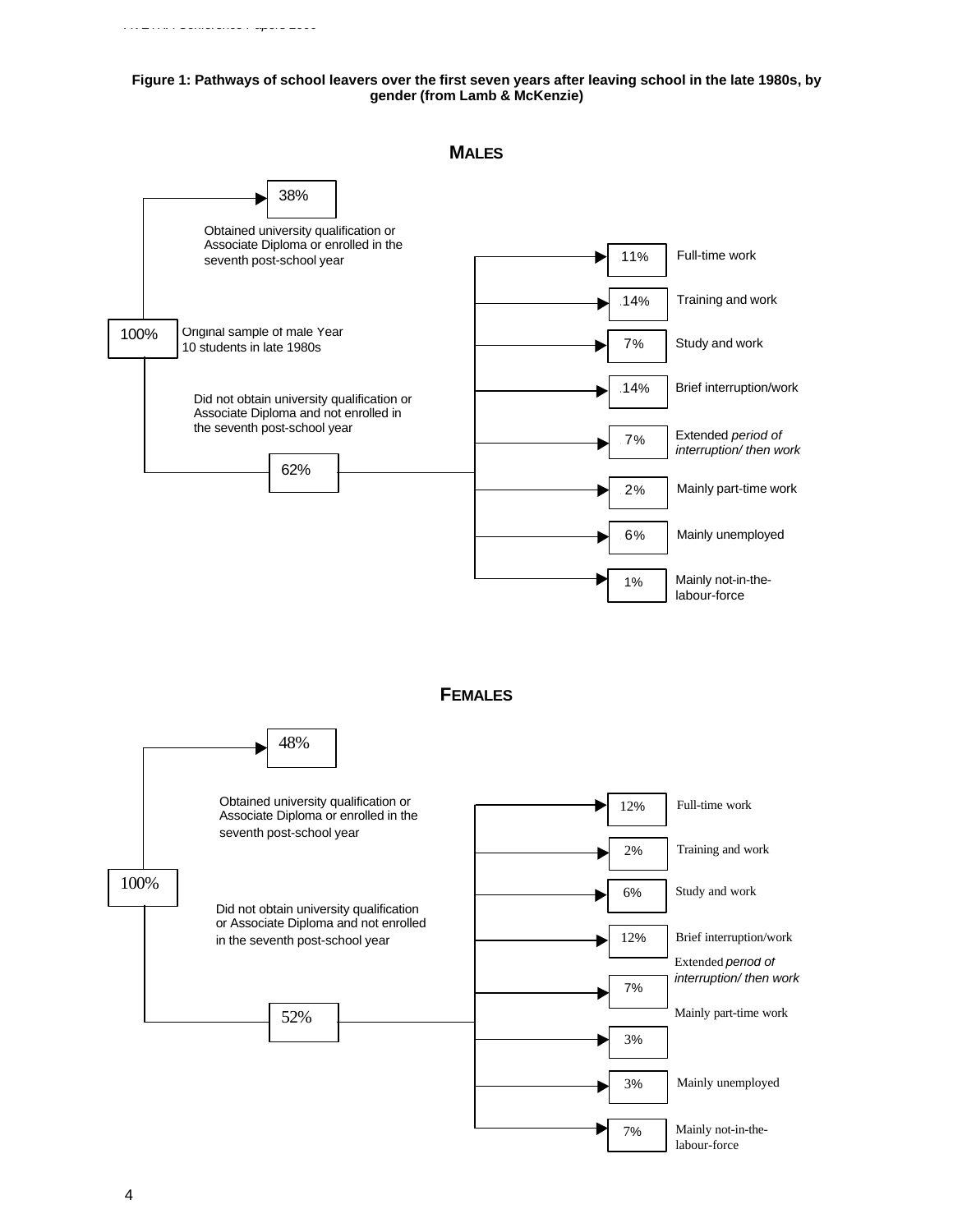**Figure 1: Pathways of school leavers over the first seven years after leaving school in the late 1980s, by gender (from Lamb & McKenzie)**

### MALES

100% — Original sample of male Year 10 students in late 1980s

- 38% — Obtained university qualification or Associate Diploma or enrolled in the seventh post-school year
- 62% — Did not obtain university qualification or Associate Diploma and not enrolled in the seventh post-school year
  - 11% — Full-time work
  - 14% — Training and work
  - 7% — Study and work
  - 14% — Brief interruption/work
  - 7% — Extended *period of interruption/ then work*
  - 2% — Mainly part-time work
  - 6% — Mainly unemployed
  - 1% — Mainly not-in-the-labour-force

### FEMALES

100%

- 48% — Obtained university qualification or Associate Diploma or enrolled in the seventh post-school year
- 52% — Did not obtain university qualification or Associate Diploma and not enrolled in the seventh post-school year
  - 12% — Full-time work
  - 2% — Training and work
  - 6% — Study and work
  - 12% — Brief interruption/work
  - 7% — Extended *period of interruption/ then work*
  - 3% — Mainly part-time work
  - 3% — Mainly unemployed
  - 7% — Mainly not-in-the-labour-force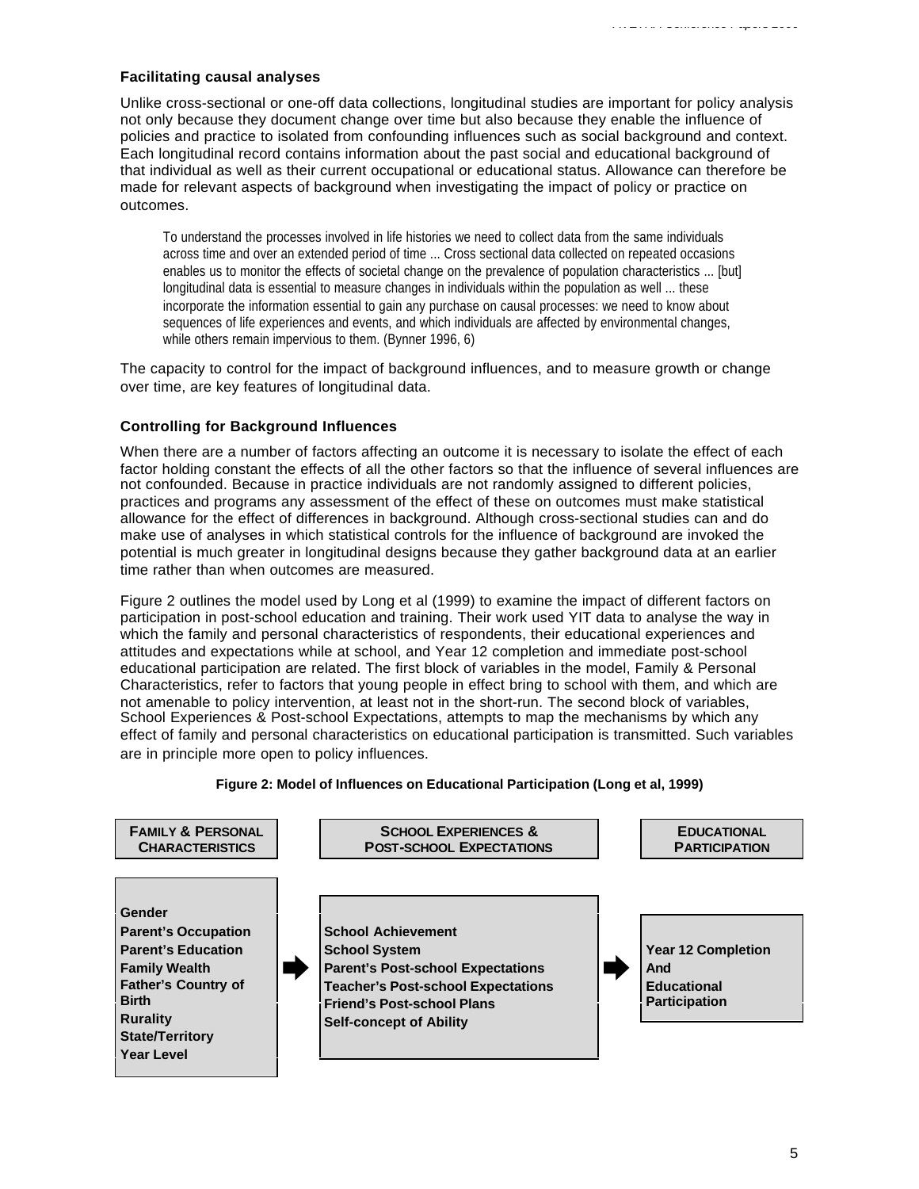### Facilitating causal analyses

Unlike cross-sectional or one-off data collections, longitudinal studies are important for policy analysis not only because they document change over time but also because they enable the influence of policies and practice to isolated from confounding influences such as social background and context. Each longitudinal record contains information about the past social and educational background of that individual as well as their current occupational or educational status. Allowance can therefore be made for relevant aspects of background when investigating the impact of policy or practice on outcomes.

> To understand the processes involved in life histories we need to collect data from the same individuals across time and over an extended period of time ... Cross sectional data collected on repeated occasions enables us to monitor the effects of societal change on the prevalence of population characteristics ... [but] longitudinal data is essential to measure changes in individuals within the population as well ... these incorporate the information essential to gain any purchase on causal processes: we need to know about sequences of life experiences and events, and which individuals are affected by environmental changes, while others remain impervious to them. (Bynner 1996, 6)

The capacity to control for the impact of background influences, and to measure growth or change over time, are key features of longitudinal data.

### Controlling for Background Influences

When there are a number of factors affecting an outcome it is necessary to isolate the effect of each factor holding constant the effects of all the other factors so that the influence of several influences are not confounded. Because in practice individuals are not randomly assigned to different policies, practices and programs any assessment of the effect of these on outcomes must make statistical allowance for the effect of differences in background. Although cross-sectional studies can and do make use of analyses in which statistical controls for the influence of background are invoked the potential is much greater in longitudinal designs because they gather background data at an earlier time rather than when outcomes are measured.

Figure 2 outlines the model used by Long et al (1999) to examine the impact of different factors on participation in post-school education and training. Their work used YIT data to analyse the way in which the family and personal characteristics of respondents, their educational experiences and attitudes and expectations while at school, and Year 12 completion and immediate post-school educational participation are related. The first block of variables in the model, Family & Personal Characteristics, refer to factors that young people in effect bring to school with them, and which are not amenable to policy intervention, at least not in the short-run. The second block of variables, School Experiences & Post-school Expectations, attempts to map the mechanisms by which any effect of family and personal characteristics on educational participation is transmitted. Such variables are in principle more open to policy influences.

**Figure 2: Model of Influences on Educational Participation (Long et al, 1999)**

| FAMILY & PERSONAL CHARACTERISTICS | | SCHOOL EXPERIENCES & POST-SCHOOL EXPECTATIONS | | EDUCATIONAL PARTICIPATION |
|---|---|---|---|---|
| **Gender**<br>**Parent's Occupation**<br>**Parent's Education**<br>**Family Wealth**<br>**Father's Country of Birth**<br>**Rurality**<br>**State/Territory**<br>**Year Level** | ➡ | **School Achievement**<br>**School System**<br>**Parent's Post-school Expectations**<br>**Teacher's Post-school Expectations**<br>**Friend's Post-school Plans**<br>**Self-concept of Ability** | ➡ | **Year 12 Completion And Educational Participation** |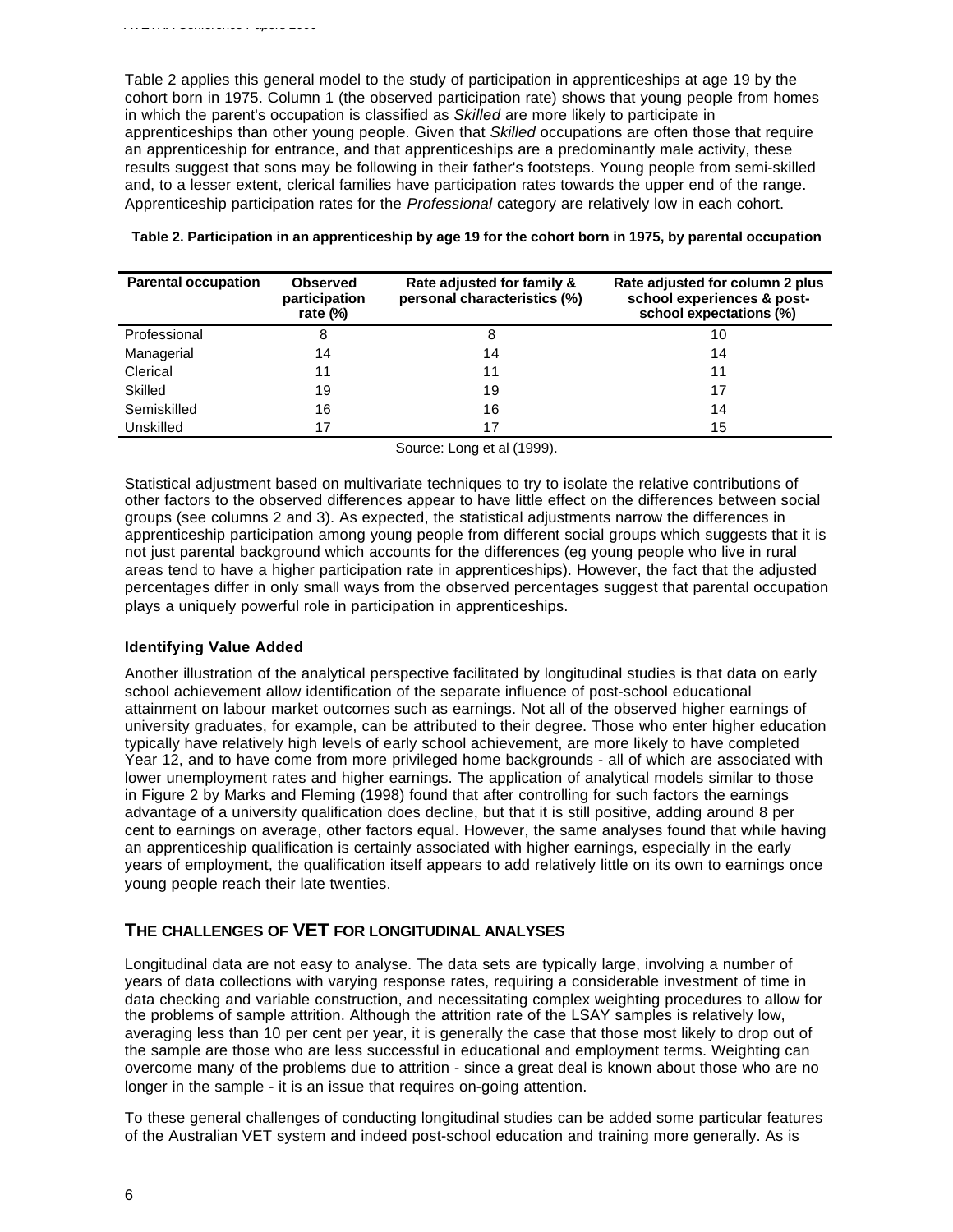Table 2 applies this general model to the study of participation in apprenticeships at age 19 by the cohort born in 1975. Column 1 (the observed participation rate) shows that young people from homes in which the parent's occupation is classified as *Skilled* are more likely to participate in apprenticeships than other young people. Given that *Skilled* occupations are often those that require an apprenticeship for entrance, and that apprenticeships are a predominantly male activity, these results suggest that sons may be following in their father's footsteps. Young people from semi-skilled and, to a lesser extent, clerical families have participation rates towards the upper end of the range. Apprenticeship participation rates for the *Professional* category are relatively low in each cohort.

**Table 2. Participation in an apprenticeship by age 19 for the cohort born in 1975, by parental occupation**

| Parental occupation | Observed participation rate (%) | Rate adjusted for family & personal characteristics (%) | Rate adjusted for column 2 plus school experiences & post-school expectations (%) |
|---|---|---|---|
| Professional | 8 | 8 | 10 |
| Managerial | 14 | 14 | 14 |
| Clerical | 11 | 11 | 11 |
| Skilled | 19 | 19 | 17 |
| Semiskilled | 16 | 16 | 14 |
| Unskilled | 17 | 17 | 15 |

Source: Long et al (1999).

Statistical adjustment based on multivariate techniques to try to isolate the relative contributions of other factors to the observed differences appear to have little effect on the differences between social groups (see columns 2 and 3). As expected, the statistical adjustments narrow the differences in apprenticeship participation among young people from different social groups which suggests that it is not just parental background which accounts for the differences (eg young people who live in rural areas tend to have a higher participation rate in apprenticeships). However, the fact that the adjusted percentages differ in only small ways from the observed percentages suggest that parental occupation plays a uniquely powerful role in participation in apprenticeships.

### Identifying Value Added

Another illustration of the analytical perspective facilitated by longitudinal studies is that data on early school achievement allow identification of the separate influence of post-school educational attainment on labour market outcomes such as earnings. Not all of the observed higher earnings of university graduates, for example, can be attributed to their degree. Those who enter higher education typically have relatively high levels of early school achievement, are more likely to have completed Year 12, and to have come from more privileged home backgrounds - all of which are associated with lower unemployment rates and higher earnings. The application of analytical models similar to those in Figure 2 by Marks and Fleming (1998) found that after controlling for such factors the earnings advantage of a university qualification does decline, but that it is still positive, adding around 8 per cent to earnings on average, other factors equal. However, the same analyses found that while having an apprenticeship qualification is certainly associated with higher earnings, especially in the early years of employment, the qualification itself appears to add relatively little on its own to earnings once young people reach their late twenties.

## THE CHALLENGES OF VET FOR LONGITUDINAL ANALYSES

Longitudinal data are not easy to analyse. The data sets are typically large, involving a number of years of data collections with varying response rates, requiring a considerable investment of time in data checking and variable construction, and necessitating complex weighting procedures to allow for the problems of sample attrition. Although the attrition rate of the LSAY samples is relatively low, averaging less than 10 per cent per year, it is generally the case that those most likely to drop out of the sample are those who are less successful in educational and employment terms. Weighting can overcome many of the problems due to attrition - since a great deal is known about those who are no longer in the sample - it is an issue that requires on-going attention.

To these general challenges of conducting longitudinal studies can be added some particular features of the Australian VET system and indeed post-school education and training more generally. As is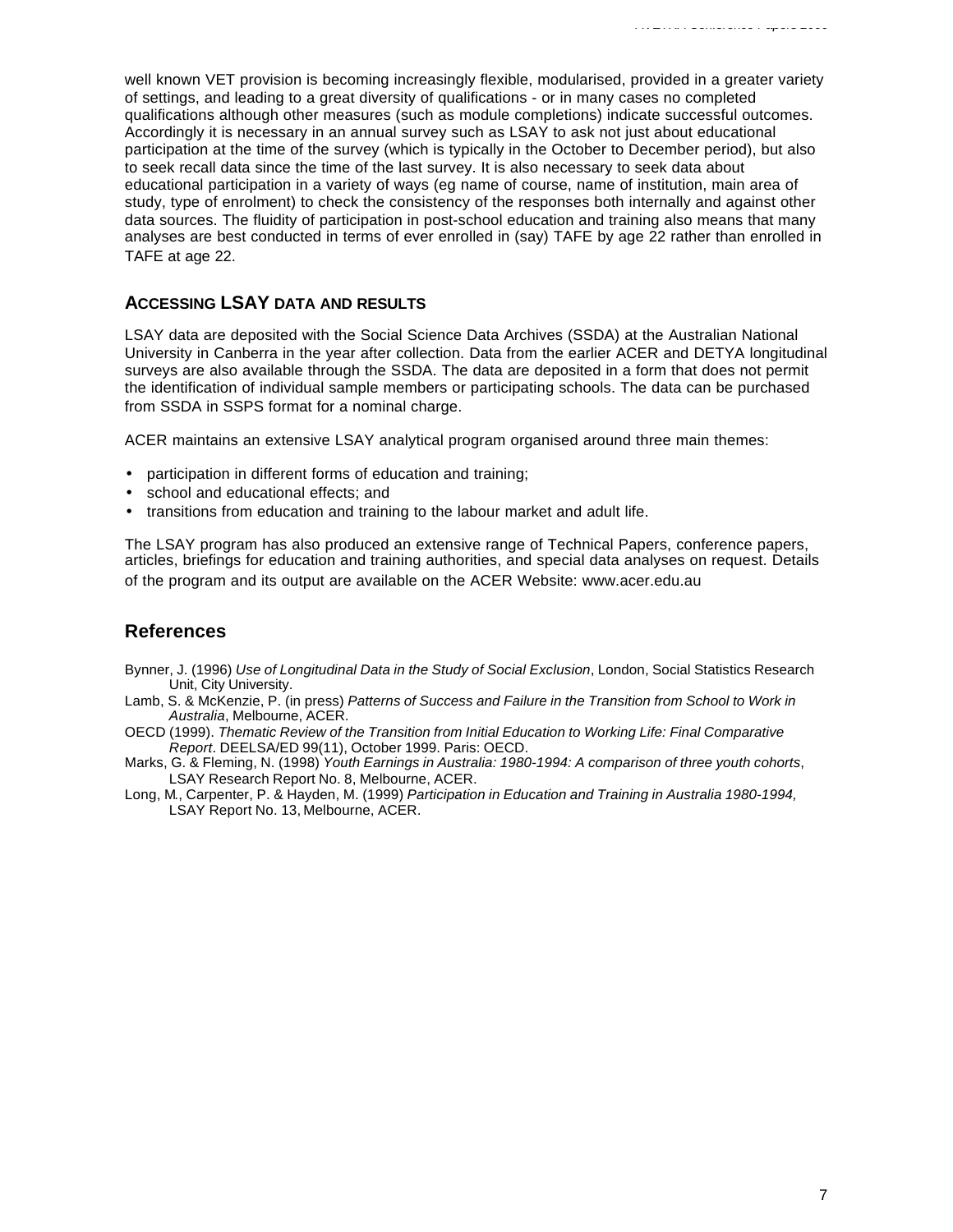well known VET provision is becoming increasingly flexible, modularised, provided in a greater variety of settings, and leading to a great diversity of qualifications - or in many cases no completed qualifications although other measures (such as module completions) indicate successful outcomes. Accordingly it is necessary in an annual survey such as LSAY to ask not just about educational participation at the time of the survey (which is typically in the October to December period), but also to seek recall data since the time of the last survey. It is also necessary to seek data about educational participation in a variety of ways (eg name of course, name of institution, main area of study, type of enrolment) to check the consistency of the responses both internally and against other data sources. The fluidity of participation in post-school education and training also means that many analyses are best conducted in terms of ever enrolled in (say) TAFE by age 22 rather than enrolled in TAFE at age 22.

### ACCESSING LSAY DATA AND RESULTS

LSAY data are deposited with the Social Science Data Archives (SSDA) at the Australian National University in Canberra in the year after collection. Data from the earlier ACER and DETYA longitudinal surveys are also available through the SSDA. The data are deposited in a form that does not permit the identification of individual sample members or participating schools. The data can be purchased from SSDA in SSPS format for a nominal charge.

ACER maintains an extensive LSAY analytical program organised around three main themes:

- participation in different forms of education and training;
- school and educational effects; and
- transitions from education and training to the labour market and adult life.

The LSAY program has also produced an extensive range of Technical Papers, conference papers, articles, briefings for education and training authorities, and special data analyses on request. Details of the program and its output are available on the ACER Website: www.acer.edu.au

## References

Bynner, J. (1996) *Use of Longitudinal Data in the Study of Social Exclusion*, London, Social Statistics Research Unit, City University.

Lamb, S. & McKenzie, P. (in press) *Patterns of Success and Failure in the Transition from School to Work in Australia*, Melbourne, ACER.

OECD (1999). *Thematic Review of the Transition from Initial Education to Working Life: Final Comparative Report*. DEELSA/ED 99(11), October 1999. Paris: OECD.

Marks, G. & Fleming, N. (1998) *Youth Earnings in Australia: 1980-1994: A comparison of three youth cohorts*, LSAY Research Report No. 8, Melbourne, ACER.

Long, M., Carpenter, P. & Hayden, M. (1999) *Participation in Education and Training in Australia 1980-1994,* LSAY Report No. 13, Melbourne, ACER.